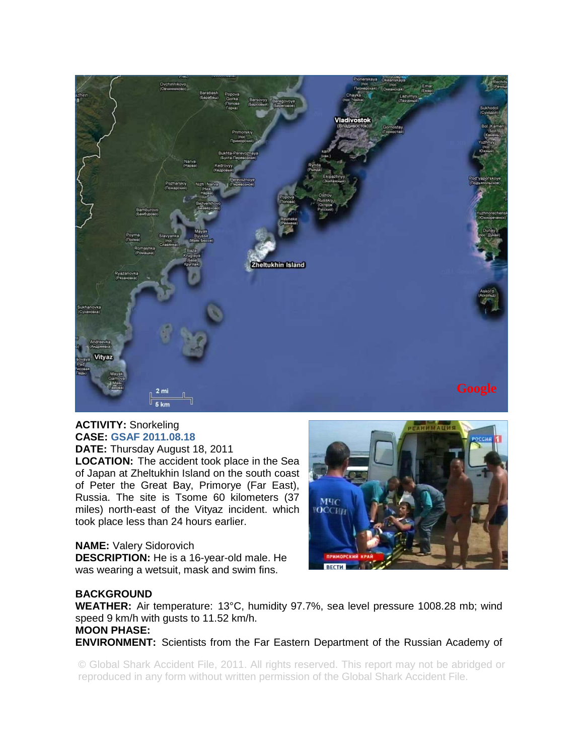**ACTIVITY:** Snorkeling
**CASE:** GSAF 2011.08.18
**DATE:** Thursday August 18, 2011
**LOCATION:** The accident took place in the Sea of Japan at Zheltukhin Island on the south coast of Peter the Great Bay, Primorye (Far East), Russia. The site is Tsome 60 kilometers (37 miles) north-east of the Vityaz incident. which took place less than 24 hours earlier.

**NAME:** Valery Sidorovich
**DESCRIPTION:** He is a 16-year-old male. He was wearing a wetsuit, mask and swim fins.

**BACKGROUND**
**WEATHER:** Air temperature: 13°C, humidity 97.7%, sea level pressure 1008.28 mb; wind speed 9 km/h with gusts to 11.52 km/h.
**MOON PHASE:**
**ENVIRONMENT:** Scientists from the Far Eastern Department of the Russian Academy of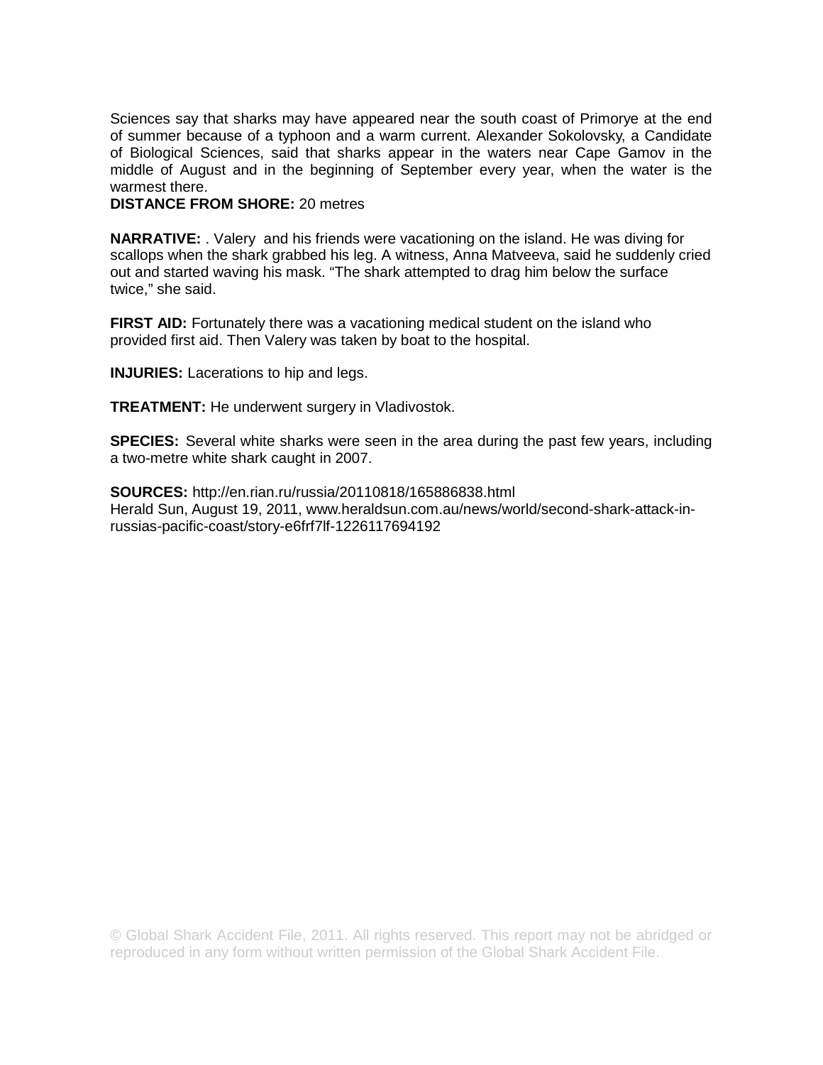Sciences say that sharks may have appeared near the south coast of Primorye at the end of summer because of a typhoon and a warm current. Alexander Sokolovsky, a Candidate of Biological Sciences, said that sharks appear in the waters near Cape Gamov in the middle of August and in the beginning of September every year, when the water is the warmest there.

**DISTANCE FROM SHORE:** 20 metres

**NARRATIVE:** . Valery and his friends were vacationing on the island. He was diving for scallops when the shark grabbed his leg. A witness, Anna Matveeva, said he suddenly cried out and started waving his mask. "The shark attempted to drag him below the surface twice," she said.

**FIRST AID:** Fortunately there was a vacationing medical student on the island who provided first aid. Then Valery was taken by boat to the hospital.

**INJURIES:** Lacerations to hip and legs.

**TREATMENT:** He underwent surgery in Vladivostok.

**SPECIES:** Several white sharks were seen in the area during the past few years, including a two-metre white shark caught in 2007.

**SOURCES:** http://en.rian.ru/russia/20110818/165886838.html
Herald Sun, August 19, 2011, www.heraldsun.com.au/news/world/second-shark-attack-in-russias-pacific-coast/story-e6frf7lf-1226117694192

© Global Shark Accident File, 2011. All rights reserved. This report may not be abridged or reproduced in any form without written permission of the Global Shark Accident File.